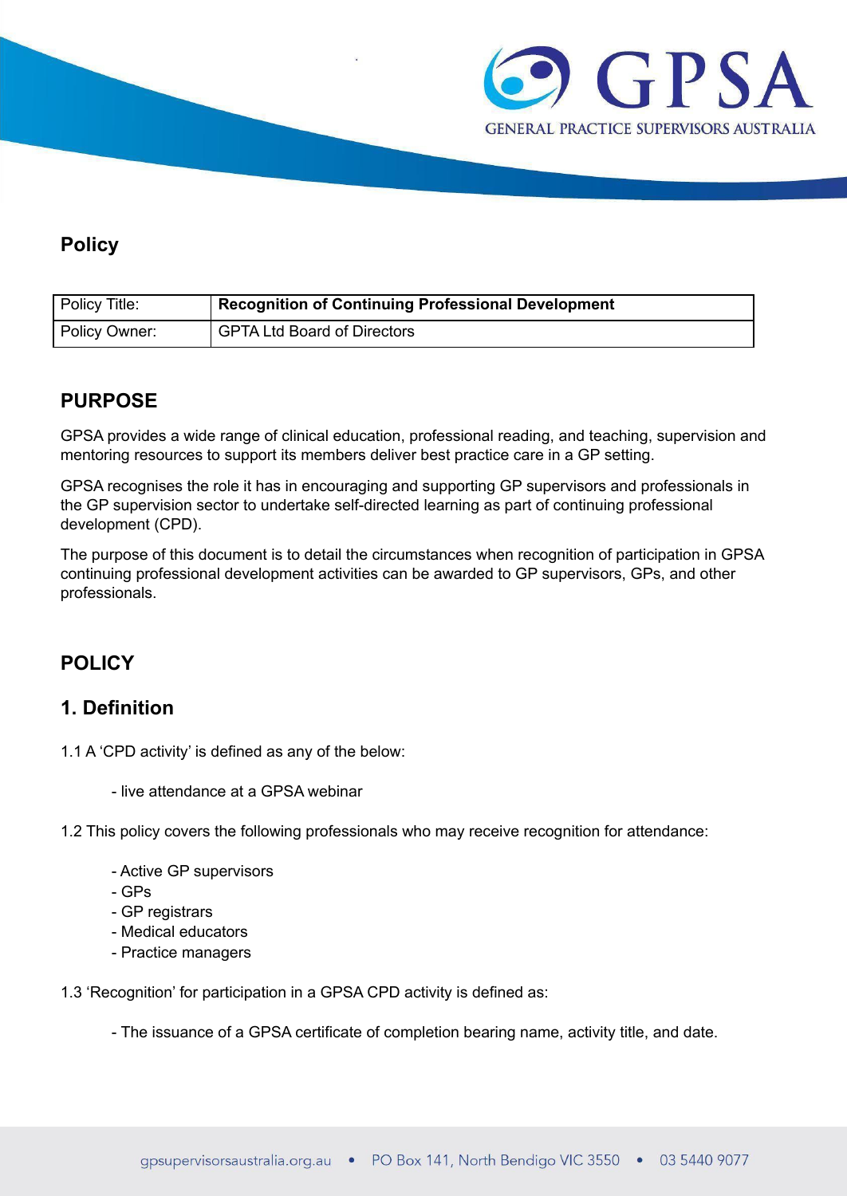## Policy

| Policy Title: | **Recognition of Continuing Professional Development** |
| --- | --- |
| Policy Owner: | GPTA Ltd Board of Directors |

## PURPOSE

GPSA provides a wide range of clinical education, professional reading, and teaching, supervision and mentoring resources to support its members deliver best practice care in a GP setting.

GPSA recognises the role it has in encouraging and supporting GP supervisors and professionals in the GP supervision sector to undertake self-directed learning as part of continuing professional development (CPD).

The purpose of this document is to detail the circumstances when recognition of participation in GPSA continuing professional development activities can be awarded to GP supervisors, GPs, and other professionals.

## POLICY

## 1. Definition

1.1 A 'CPD activity' is defined as any of the below:

- live attendance at a GPSA webinar

1.2 This policy covers the following professionals who may receive recognition for attendance:

- Active GP supervisors
- GPs
- GP registrars
- Medical educators
- Practice managers

1.3 'Recognition' for participation in a GPSA CPD activity is defined as:

- The issuance of a GPSA certificate of completion bearing name, activity title, and date.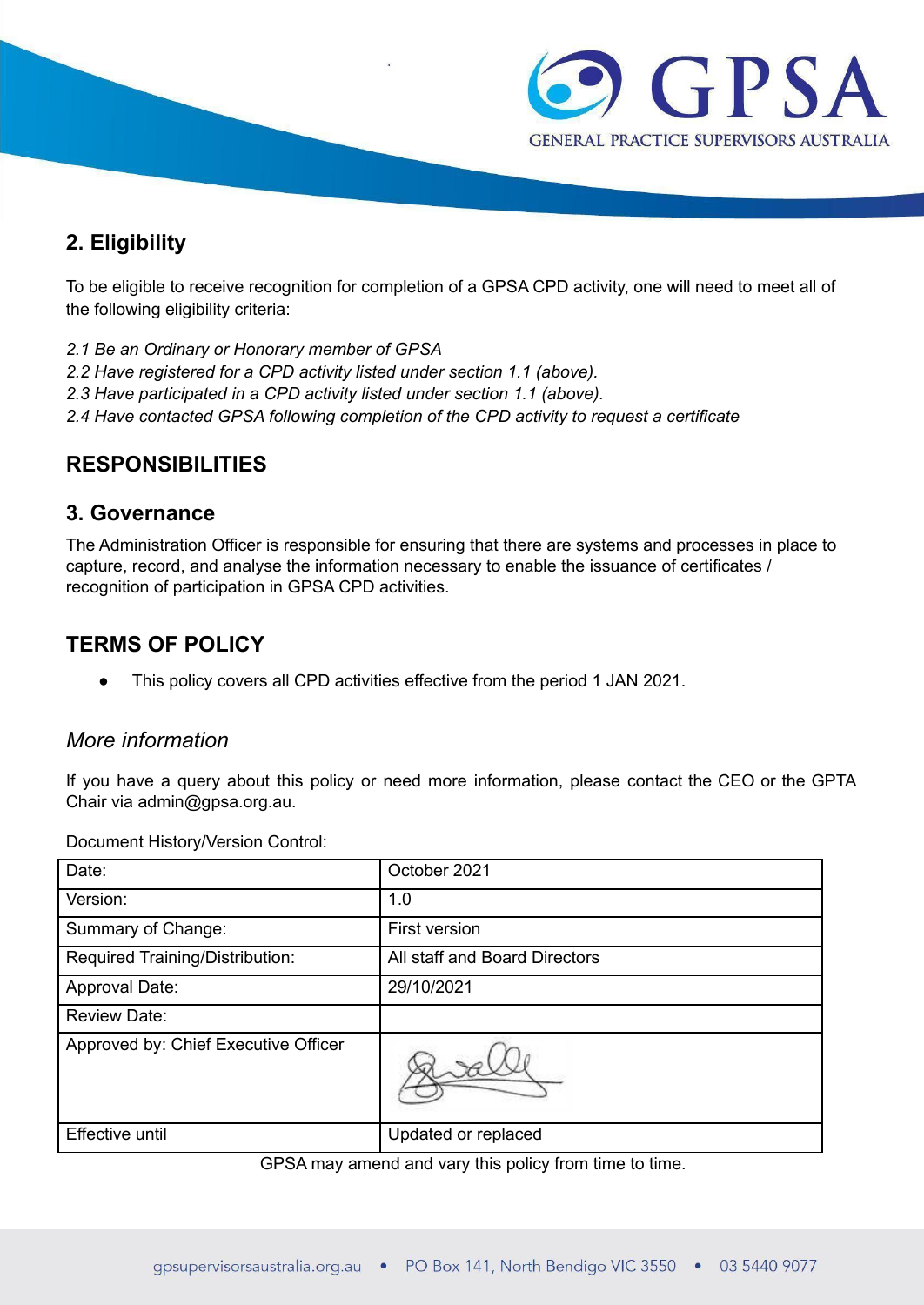## 2. Eligibility

To be eligible to receive recognition for completion of a GPSA CPD activity, one will need to meet all of the following eligibility criteria:

*2.1 Be an Ordinary or Honorary member of GPSA*
*2.2 Have registered for a CPD activity listed under section 1.1 (above).*
*2.3 Have participated in a CPD activity listed under section 1.1 (above).*
*2.4 Have contacted GPSA following completion of the CPD activity to request a certificate*

## RESPONSIBILITIES

## 3. Governance

The Administration Officer is responsible for ensuring that there are systems and processes in place to capture, record, and analyse the information necessary to enable the issuance of certificates / recognition of participation in GPSA CPD activities.

## TERMS OF POLICY

- This policy covers all CPD activities effective from the period 1 JAN 2021.

### *More information*

If you have a query about this policy or need more information, please contact the CEO or the GPTA Chair via admin@gpsa.org.au.

Document History/Version Control:

| | |
|---|---|
| Date: | October 2021 |
| Version: | 1.0 |
| Summary of Change: | First version |
| Required Training/Distribution: | All staff and Board Directors |
| Approval Date: | 29/10/2021 |
| Review Date: | |
| Approved by: Chief Executive Officer | |
| Effective until | Updated or replaced |

GPSA may amend and vary this policy from time to time.